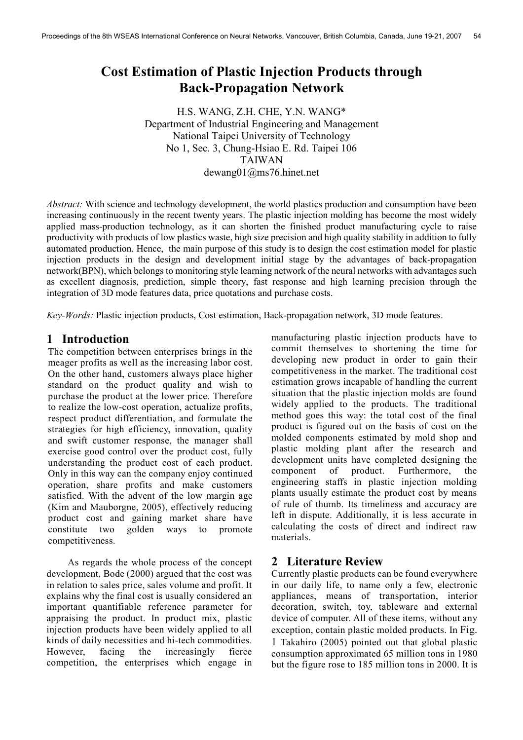# Cost Estimation of Plastic Injection Products through Back-Propagation Network

H.S. WANG, Z.H. CHE, Y.N. WANG*
Department of Industrial Engineering and Management
National Taipei University of Technology
No 1, Sec. 3, Chung-Hsiao E. Rd. Taipei 106
TAIWAN
dewang01@ms76.hinet.net

*Abstract:* With science and technology development, the world plastics production and consumption have been increasing continuously in the recent twenty years. The plastic injection molding has become the most widely applied mass-production technology, as it can shorten the finished product manufacturing cycle to raise productivity with products of low plastics waste, high size precision and high quality stability in addition to fully automated production. Hence, the main purpose of this study is to design the cost estimation model for plastic injection products in the design and development initial stage by the advantages of back-propagation network(BPN), which belongs to monitoring style learning network of the neural networks with advantages such as excellent diagnosis, prediction, simple theory, fast response and high learning precision through the integration of 3D mode features data, price quotations and purchase costs.

*Key-Words:* Plastic injection products, Cost estimation, Back-propagation network, 3D mode features.

## 1 Introduction

The competition between enterprises brings in the meager profits as well as the increasing labor cost. On the other hand, customers always place higher standard on the product quality and wish to purchase the product at the lower price. Therefore to realize the low-cost operation, actualize profits, respect product differentiation, and formulate the strategies for high efficiency, innovation, quality and swift customer response, the manager shall exercise good control over the product cost, fully understanding the product cost of each product. Only in this way can the company enjoy continued operation, share profits and make customers satisfied. With the advent of the low margin age (Kim and Mauborgne, 2005), effectively reducing product cost and gaining market share have constitute two golden ways to promote competitiveness.

As regards the whole process of the concept development, Bode (2000) argued that the cost was in relation to sales price, sales volume and profit. It explains why the final cost is usually considered an important quantifiable reference parameter for appraising the product. In product mix, plastic injection products have been widely applied to all kinds of daily necessities and hi-tech commodities. However, facing the increasingly fierce competition, the enterprises which engage in manufacturing plastic injection products have to commit themselves to shortening the time for developing new product in order to gain their competitiveness in the market. The traditional cost estimation grows incapable of handling the current situation that the plastic injection molds are found widely applied to the products. The traditional method goes this way: the total cost of the final product is figured out on the basis of cost on the molded components estimated by mold shop and plastic molding plant after the research and development units have completed designing the component of product. Furthermore, the engineering staffs in plastic injection molding plants usually estimate the product cost by means of rule of thumb. Its timeliness and accuracy are left in dispute. Additionally, it is less accurate in calculating the costs of direct and indirect raw materials.

## 2 Literature Review

Currently plastic products can be found everywhere in our daily life, to name only a few, electronic appliances, means of transportation, interior decoration, switch, toy, tableware and external device of computer. All of these items, without any exception, contain plastic molded products. In Fig. 1 Takahiro (2005) pointed out that global plastic consumption approximated 65 million tons in 1980 but the figure rose to 185 million tons in 2000. It is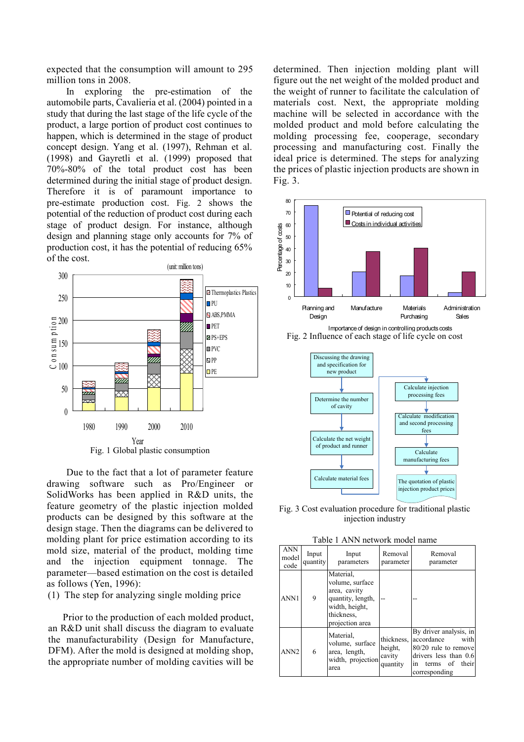expected that the consumption will amount to 295 million tons in 2008.

In exploring the pre-estimation of the automobile parts, Cavalieria et al. (2004) pointed in a study that during the last stage of the life cycle of the product, a large portion of product cost continues to happen, which is determined in the stage of product concept design. Yang et al. (1997), Rehman et al. (1998) and Gayretli et al. (1999) proposed that 70%-80% of the total product cost has been determined during the initial stage of product design. Therefore it is of paramount importance to pre-estimate production cost. Fig. 2 shows the potential of the reduction of product cost during each stage of product design. For instance, although design and planning stage only accounts for 7% of production cost, it has the potential of reducing 65% of the cost.

Fig. 1 Global plastic consumption

Due to the fact that a lot of parameter feature drawing software such as Pro/Engineer or SolidWorks has been applied in R&D units, the feature geometry of the plastic injection molded products can be designed by this software at the design stage. Then the diagrams can be delivered to molding plant for price estimation according to its mold size, material of the product, molding time and the injection equipment tonnage. The parameter—based estimation on the cost is detailed as follows (Yen, 1996):

(1) The step for analyzing single molding price

Prior to the production of each molded product, an R&D unit shall discuss the diagram to evaluate the manufacturability (Design for Manufacture, DFM). After the mold is designed at molding shop, the appropriate number of molding cavities will be determined. Then injection molding plant will figure out the net weight of the molded product and the weight of runner to facilitate the calculation of materials cost. Next, the appropriate molding machine will be selected in accordance with the molded product and mold before calculating the molding processing fee, cooperage, secondary processing and manufacturing cost. Finally the ideal price is determined. The steps for analyzing the prices of plastic injection products are shown in Fig. 3.

Fig. 2 Influence of each stage of life cycle on cost

Fig. 3 Cost evaluation procedure for traditional plastic injection industry

Table 1 ANN network model name

| ANN model code | Input quantity | Input parameters | Removal parameter | Removal parameter |
|---|---|---|---|---|
| ANN1 | 9 | Material, volume, surface area, cavity quantity, length, width, height, thickness, projection area | -- | -- |
| ANN2 | 6 | Material, volume, surface area, length, width, projection area | thickness, height, cavity quantity | By driver analysis, in accordance with 80/20 rule to remove drivers less than 0.6 in terms of their corresponding |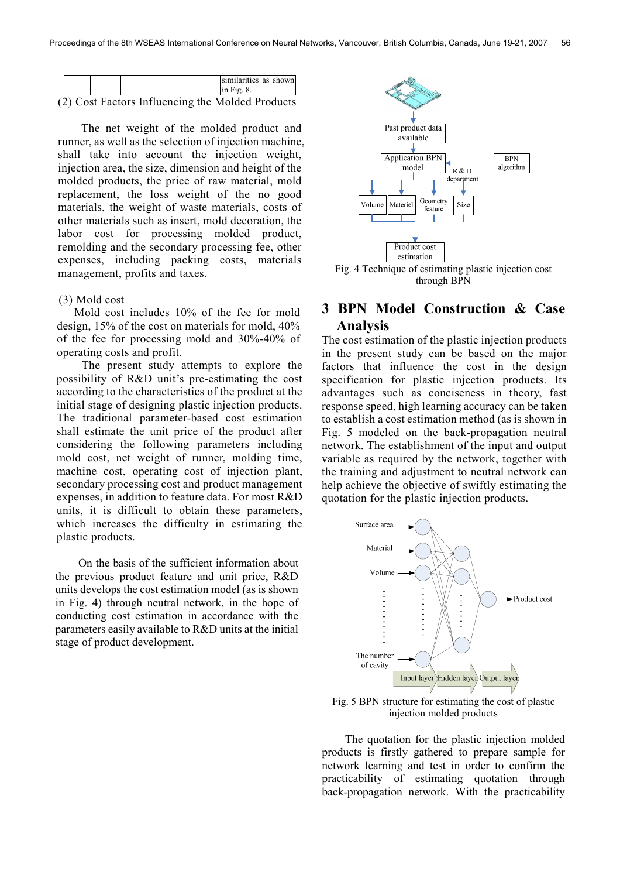| | | | | similarities as shown in Fig. 8. |
|---|---|---|---|---|

(2) Cost Factors Influencing the Molded Products

The net weight of the molded product and runner, as well as the selection of injection machine, shall take into account the injection weight, injection area, the size, dimension and height of the molded products, the price of raw material, mold replacement, the loss weight of the no good materials, the weight of waste materials, costs of other materials such as insert, mold decoration, the labor cost for processing molded product, remolding and the secondary processing fee, other expenses, including packing costs, materials management, profits and taxes.

(3) Mold cost

Mold cost includes 10% of the fee for mold design, 15% of the cost on materials for mold, 40% of the fee for processing mold and 30%-40% of operating costs and profit.

The present study attempts to explore the possibility of R&D unit's pre-estimating the cost according to the characteristics of the product at the initial stage of designing plastic injection products. The traditional parameter-based cost estimation shall estimate the unit price of the product after considering the following parameters including mold cost, net weight of runner, molding time, machine cost, operating cost of injection plant, secondary processing cost and product management expenses, in addition to feature data. For most R&D units, it is difficult to obtain these parameters, which increases the difficulty in estimating the plastic products.

On the basis of the sufficient information about the previous product feature and unit price, R&D units develops the cost estimation model (as is shown in Fig. 4) through neutral network, in the hope of conducting cost estimation in accordance with the parameters easily available to R&D units at the initial stage of product development.

Fig. 4 Technique of estimating plastic injection cost through BPN

## 3 BPN Model Construction & Case Analysis

The cost estimation of the plastic injection products in the present study can be based on the major factors that influence the cost in the design specification for plastic injection products. Its advantages such as conciseness in theory, fast response speed, high learning accuracy can be taken to establish a cost estimation method (as is shown in Fig. 5 modeled on the back-propagation neutral network. The establishment of the input and output variable as required by the network, together with the training and adjustment to neutral network can help achieve the objective of swiftly estimating the quotation for the plastic injection products.

Fig. 5 BPN structure for estimating the cost of plastic injection molded products

The quotation for the plastic injection molded products is firstly gathered to prepare sample for network learning and test in order to confirm the practicability of estimating quotation through back-propagation network. With the practicability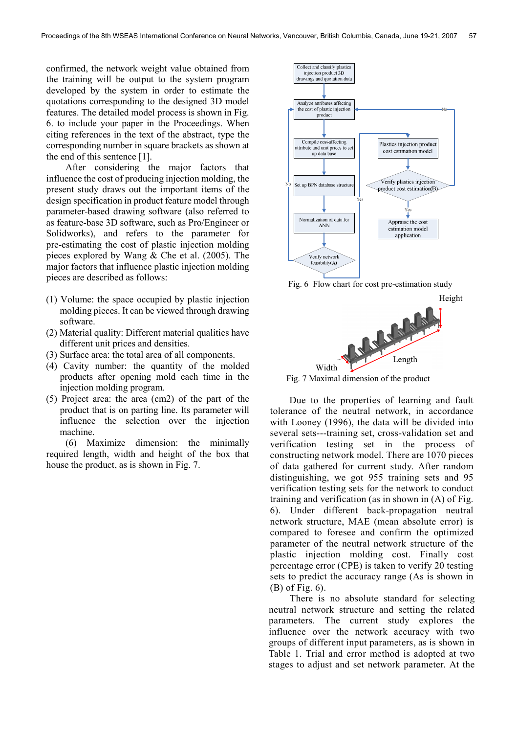confirmed, the network weight value obtained from the training will be output to the system program developed by the system in order to estimate the quotations corresponding to the designed 3D model features. The detailed model process is shown in Fig. 6. to include your paper in the Proceedings. When citing references in the text of the abstract, type the corresponding number in square brackets as shown at the end of this sentence [1].

After considering the major factors that influence the cost of producing injection molding, the present study draws out the important items of the design specification in product feature model through parameter-based drawing software (also referred to as feature-base 3D software, such as Pro/Engineer or Solidworks), and refers to the parameter for pre-estimating the cost of plastic injection molding pieces explored by Wang & Che et al. (2005). The major factors that influence plastic injection molding pieces are described as follows:

(1) Volume: the space occupied by plastic injection molding pieces. It can be viewed through drawing software.
(2) Material quality: Different material qualities have different unit prices and densities.
(3) Surface area: the total area of all components.
(4) Cavity number: the quantity of the molded products after opening mold each time in the injection molding program.
(5) Project area: the area (cm2) of the part of the product that is on parting line. Its parameter will influence the selection over the injection machine.

(6) Maximize dimension: the minimally required length, width and height of the box that house the product, as is shown in Fig. 7.

Fig. 6 Flow chart for cost pre-estimation study

Fig. 7 Maximal dimension of the product

Due to the properties of learning and fault tolerance of the neutral network, in accordance with Looney (1996), the data will be divided into several sets---training set, cross-validation set and verification testing set in the process of constructing network model. There are 1070 pieces of data gathered for current study. After random distinguishing, we got 955 training sets and 95 verification testing sets for the network to conduct training and verification (as in shown in (A) of Fig. 6). Under different back-propagation neutral network structure, MAE (mean absolute error) is compared to foresee and confirm the optimized parameter of the neutral network structure of the plastic injection molding cost. Finally cost percentage error (CPE) is taken to verify 20 testing sets to predict the accuracy range (As is shown in (B) of Fig. 6).

There is no absolute standard for selecting neutral network structure and setting the related parameters. The current study explores the influence over the network accuracy with two groups of different input parameters, as is shown in Table 1. Trial and error method is adopted at two stages to adjust and set network parameter. At the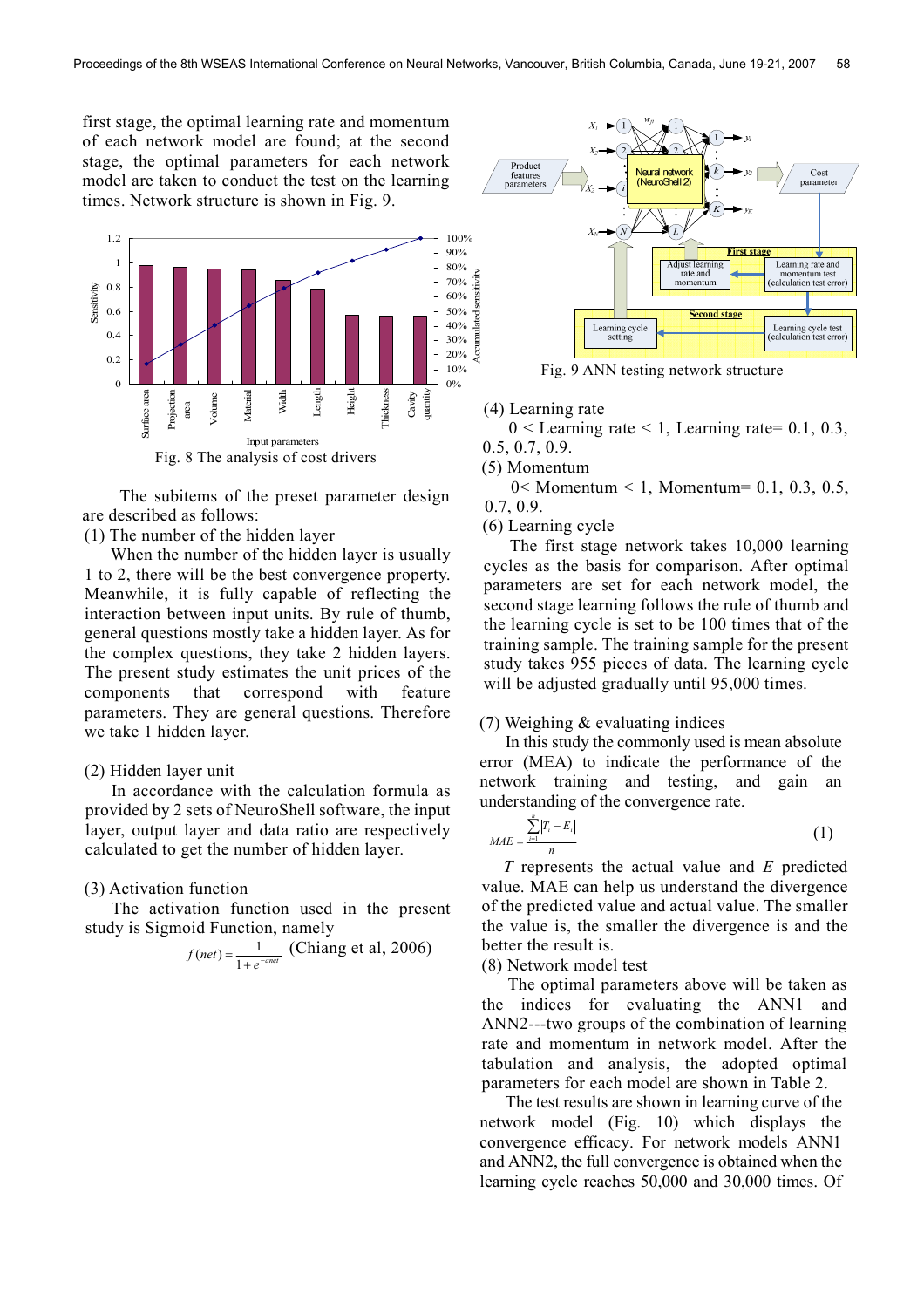first stage, the optimal learning rate and momentum of each network model are found; at the second stage, the optimal parameters for each network model are taken to conduct the test on the learning times. Network structure is shown in Fig. 9.

Fig. 8 The analysis of cost drivers

The subitems of the preset parameter design are described as follows:

(1) The number of the hidden layer

When the number of the hidden layer is usually 1 to 2, there will be the best convergence property. Meanwhile, it is fully capable of reflecting the interaction between input units. By rule of thumb, general questions mostly take a hidden layer. As for the complex questions, they take 2 hidden layers. The present study estimates the unit prices of the components that correspond with feature parameters. They are general questions. Therefore we take 1 hidden layer.

(2) Hidden layer unit

In accordance with the calculation formula as provided by 2 sets of NeuroShell software, the input layer, output layer and data ratio are respectively calculated to get the number of hidden layer.

(3) Activation function

The activation function used in the present study is Sigmoid Function, namely

$$f(net) = \frac{1}{1+e^{-anet}}$$ (Chiang et al, 2006)

Fig. 9 ANN testing network structure

(4) Learning rate

0 < Learning rate < 1, Learning rate= 0.1, 0.3, 0.5, 0.7, 0.9.

(5) Momentum

0< Momentum < 1, Momentum= 0.1, 0.3, 0.5, 0.7, 0.9.

(6) Learning cycle

The first stage network takes 10,000 learning cycles as the basis for comparison. After optimal parameters are set for each network model, the second stage learning follows the rule of thumb and the learning cycle is set to be 100 times that of the training sample. The training sample for the present study takes 955 pieces of data. The learning cycle will be adjusted gradually until 95,000 times.

(7) Weighing & evaluating indices

In this study the commonly used is mean absolute error (MEA) to indicate the performance of the network training and testing, and gain an understanding of the convergence rate.

$$MAE = \frac{\sum_{i=1}^{n}|T_i - E_i|}{n} \quad (1)$$

$T$ represents the actual value and $E$ predicted value. MAE can help us understand the divergence of the predicted value and actual value. The smaller the value is, the smaller the divergence is and the better the result is.

(8) Network model test

The optimal parameters above will be taken as the indices for evaluating the ANN1 and ANN2---two groups of the combination of learning rate and momentum in network model. After the tabulation and analysis, the adopted optimal parameters for each model are shown in Table 2.

The test results are shown in learning curve of the network model (Fig. 10) which displays the convergence efficacy. For network models ANN1 and ANN2, the full convergence is obtained when the learning cycle reaches 50,000 and 30,000 times. Of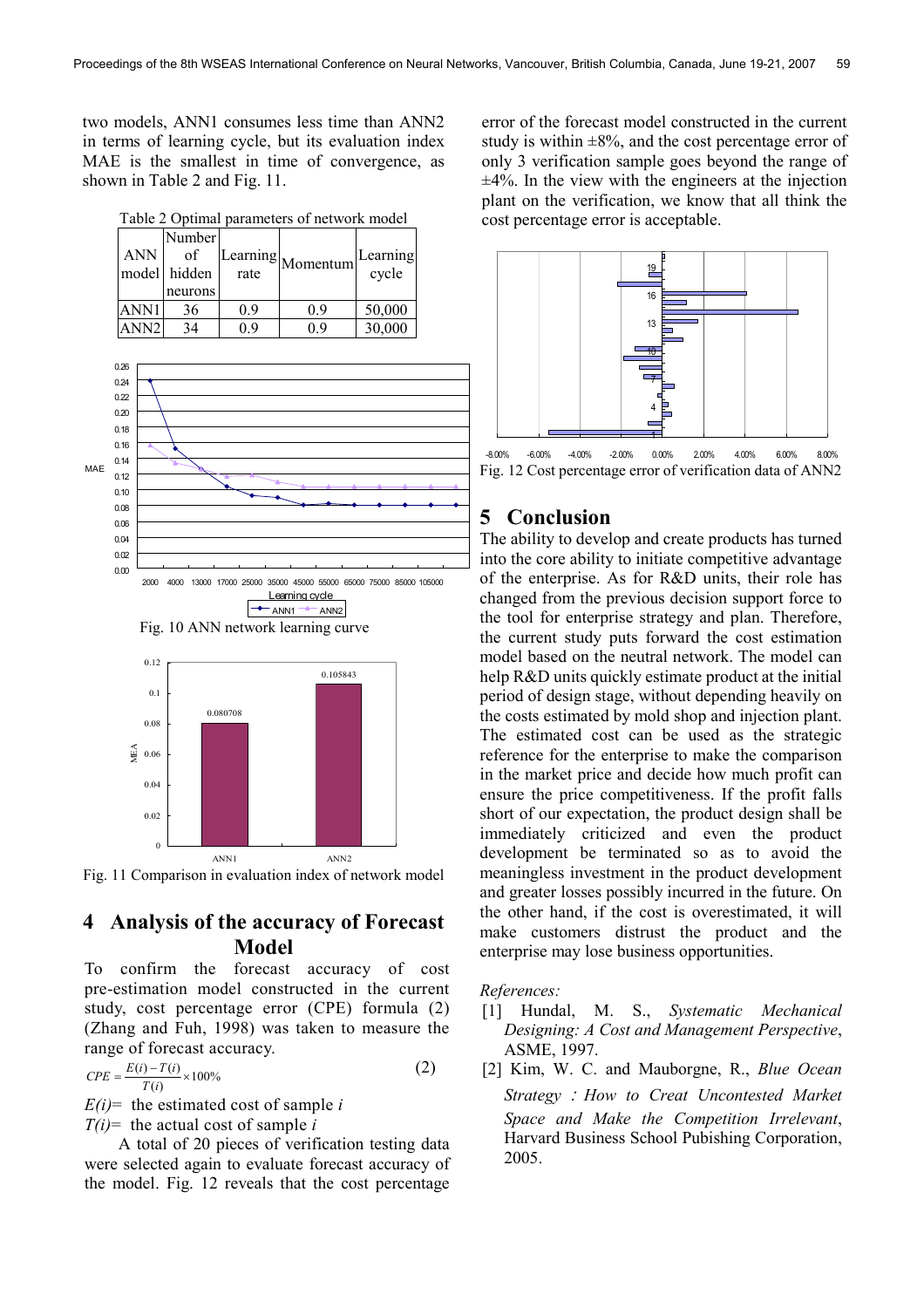two models, ANN1 consumes less time than ANN2 in terms of learning cycle, but its evaluation index MAE is the smallest in time of convergence, as shown in Table 2 and Fig. 11.

Table 2 Optimal parameters of network model

| ANN model | Number of hidden neurons | Learning rate | Momentum | Learning cycle |
|---|---|---|---|---|
| ANN1 | 36 | 0.9 | 0.9 | 50,000 |
| ANN2 | 34 | 0.9 | 0.9 | 30,000 |

Fig. 10 ANN network learning curve

Fig. 11 Comparison in evaluation index of network model

## 4 Analysis of the accuracy of Forecast Model

To confirm the forecast accuracy of cost pre-estimation model constructed in the current study, cost percentage error (CPE) formula (2) (Zhang and Fuh, 1998) was taken to measure the range of forecast accuracy.

$$CPE = \frac{E(i) - T(i)}{T(i)} \times 100\% \tag{2}$$

$E(i)$= the estimated cost of sample $i$

$T(i)$= the actual cost of sample $i$

A total of 20 pieces of verification testing data were selected again to evaluate forecast accuracy of the model. Fig. 12 reveals that the cost percentage error of the forecast model constructed in the current study is within ±8%, and the cost percentage error of only 3 verification sample goes beyond the range of ±4%. In the view with the engineers at the injection plant on the verification, we know that all think the cost percentage error is acceptable.

Fig. 12 Cost percentage error of verification data of ANN2

## 5 Conclusion

The ability to develop and create products has turned into the core ability to initiate competitive advantage of the enterprise. As for R&D units, their role has changed from the previous decision support force to the tool for enterprise strategy and plan. Therefore, the current study puts forward the cost estimation model based on the neutral network. The model can help R&D units quickly estimate product at the initial period of design stage, without depending heavily on the costs estimated by mold shop and injection plant. The estimated cost can be used as the strategic reference for the enterprise to make the comparison in the market price and decide how much profit can ensure the price competitiveness. If the profit falls short of our expectation, the product design shall be immediately criticized and even the product development be terminated so as to avoid the meaningless investment in the product development and greater losses possibly incurred in the future. On the other hand, if the cost is overestimated, it will make customers distrust the product and the enterprise may lose business opportunities.

*References:*

[1] Hundal, M. S., *Systematic Mechanical Designing: A Cost and Management Perspective*, ASME, 1997.

[2] Kim, W. C. and Mauborgne, R., *Blue Ocean Strategy：How to Creat Uncontested Market Space and Make the Competition Irrelevant*, Harvard Business School Pubishing Corporation, 2005.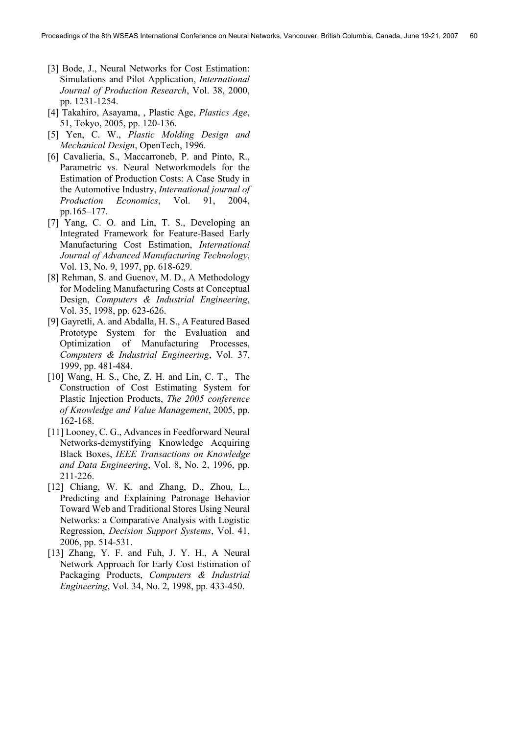[3] Bode, J., Neural Networks for Cost Estimation: Simulations and Pilot Application, *International Journal of Production Research*, Vol. 38, 2000, pp. 1231-1254.

[4] Takahiro, Asayama, , Plastic Age, *Plastics Age*, 51, Tokyo, 2005, pp. 120-136.

[5] Yen, C. W., *Plastic Molding Design and Mechanical Design*, OpenTech, 1996.

[6] Cavalieria, S., Maccarroneb, P. and Pinto, R., Parametric vs. Neural Networkmodels for the Estimation of Production Costs: A Case Study in the Automotive Industry, *International journal of Production Economics*, Vol. 91, 2004, pp.165–177.

[7] Yang, C. O. and Lin, T. S., Developing an Integrated Framework for Feature-Based Early Manufacturing Cost Estimation, *International Journal of Advanced Manufacturing Technology*, Vol. 13, No. 9, 1997, pp. 618-629.

[8] Rehman, S. and Guenov, M. D., A Methodology for Modeling Manufacturing Costs at Conceptual Design, *Computers & Industrial Engineering*, Vol. 35, 1998, pp. 623-626.

[9] Gayretli, A. and Abdalla, H. S., A Featured Based Prototype System for the Evaluation and Optimization of Manufacturing Processes, *Computers & Industrial Engineering*, Vol. 37, 1999, pp. 481-484.

[10] Wang, H. S., Che, Z. H. and Lin, C. T., The Construction of Cost Estimating System for Plastic Injection Products, *The 2005 conference of Knowledge and Value Management*, 2005, pp. 162-168.

[11] Looney, C. G., Advances in Feedforward Neural Networks-demystifying Knowledge Acquiring Black Boxes, *IEEE Transactions on Knowledge and Data Engineering*, Vol. 8, No. 2, 1996, pp. 211-226.

[12] Chiang, W. K. and Zhang, D., Zhou, L., Predicting and Explaining Patronage Behavior Toward Web and Traditional Stores Using Neural Networks: a Comparative Analysis with Logistic Regression, *Decision Support Systems*, Vol. 41, 2006, pp. 514-531.

[13] Zhang, Y. F. and Fuh, J. Y. H., A Neural Network Approach for Early Cost Estimation of Packaging Products, *Computers & Industrial Engineering*, Vol. 34, No. 2, 1998, pp. 433-450.